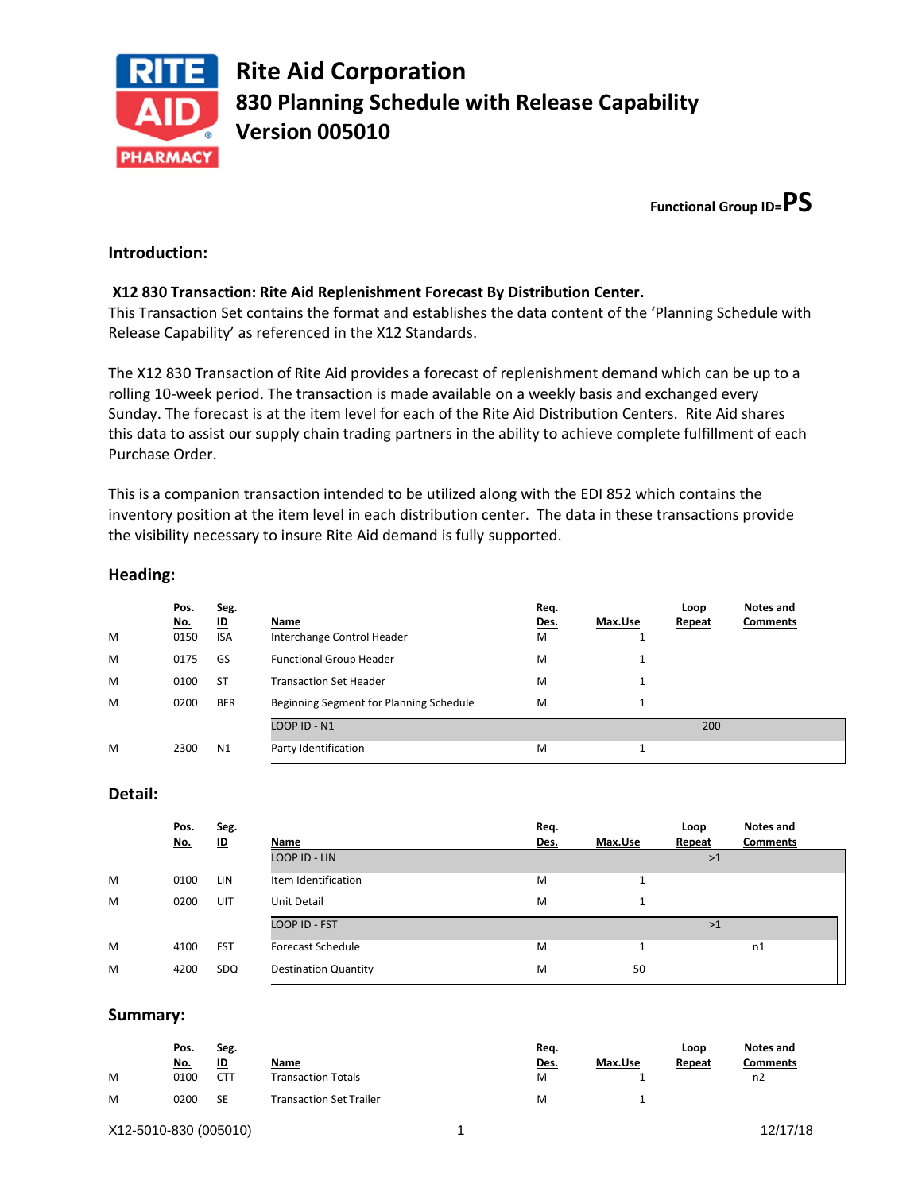# Rite Aid Corporation
# 830 Planning Schedule with Release Capability
# Version 005010

**Functional Group ID=PS**

## Introduction:

**X12 830 Transaction: Rite Aid Replenishment Forecast By Distribution Center.**
This Transaction Set contains the format and establishes the data content of the 'Planning Schedule with Release Capability' as referenced in the X12 Standards.

The X12 830 Transaction of Rite Aid provides a forecast of replenishment demand which can be up to a rolling 10-week period. The transaction is made available on a weekly basis and exchanged every Sunday. The forecast is at the item level for each of the Rite Aid Distribution Centers. Rite Aid shares this data to assist our supply chain trading partners in the ability to achieve complete fulfillment of each Purchase Order.

This is a companion transaction intended to be utilized along with the EDI 852 which contains the inventory position at the item level in each distribution center. The data in these transactions provide the visibility necessary to insure Rite Aid demand is fully supported.

## Heading:

| | Pos. No. | Seg. ID | Name | Req. Des. | Max.Use | Loop Repeat | Notes and Comments |
|---|---|---|---|---|---|---|---|
| M | 0150 | ISA | Interchange Control Header | M | 1 | | |
| M | 0175 | GS | Functional Group Header | M | 1 | | |
| M | 0100 | ST | Transaction Set Header | M | 1 | | |
| M | 0200 | BFR | Beginning Segment for Planning Schedule | M | 1 | | |
| | | | LOOP ID - N1 | | | 200 | |
| M | 2300 | N1 | Party Identification | M | 1 | | |

## Detail:

| | Pos. No. | Seg. ID | Name | Req. Des. | Max.Use | Loop Repeat | Notes and Comments |
|---|---|---|---|---|---|---|---|
| | | | LOOP ID - LIN | | | >1 | |
| M | 0100 | LIN | Item Identification | M | 1 | | |
| M | 0200 | UIT | Unit Detail | M | 1 | | |
| | | | LOOP ID - FST | | | >1 | |
| M | 4100 | FST | Forecast Schedule | M | 1 | | n1 |
| M | 4200 | SDQ | Destination Quantity | M | 50 | | |

## Summary:

| | Pos. No. | Seg. ID | Name | Req. Des. | Max.Use | Loop Repeat | Notes and Comments |
|---|---|---|---|---|---|---|---|
| M | 0100 | CTT | Transaction Totals | M | 1 | | n2 |
| M | 0200 | SE | Transaction Set Trailer | M | 1 | | |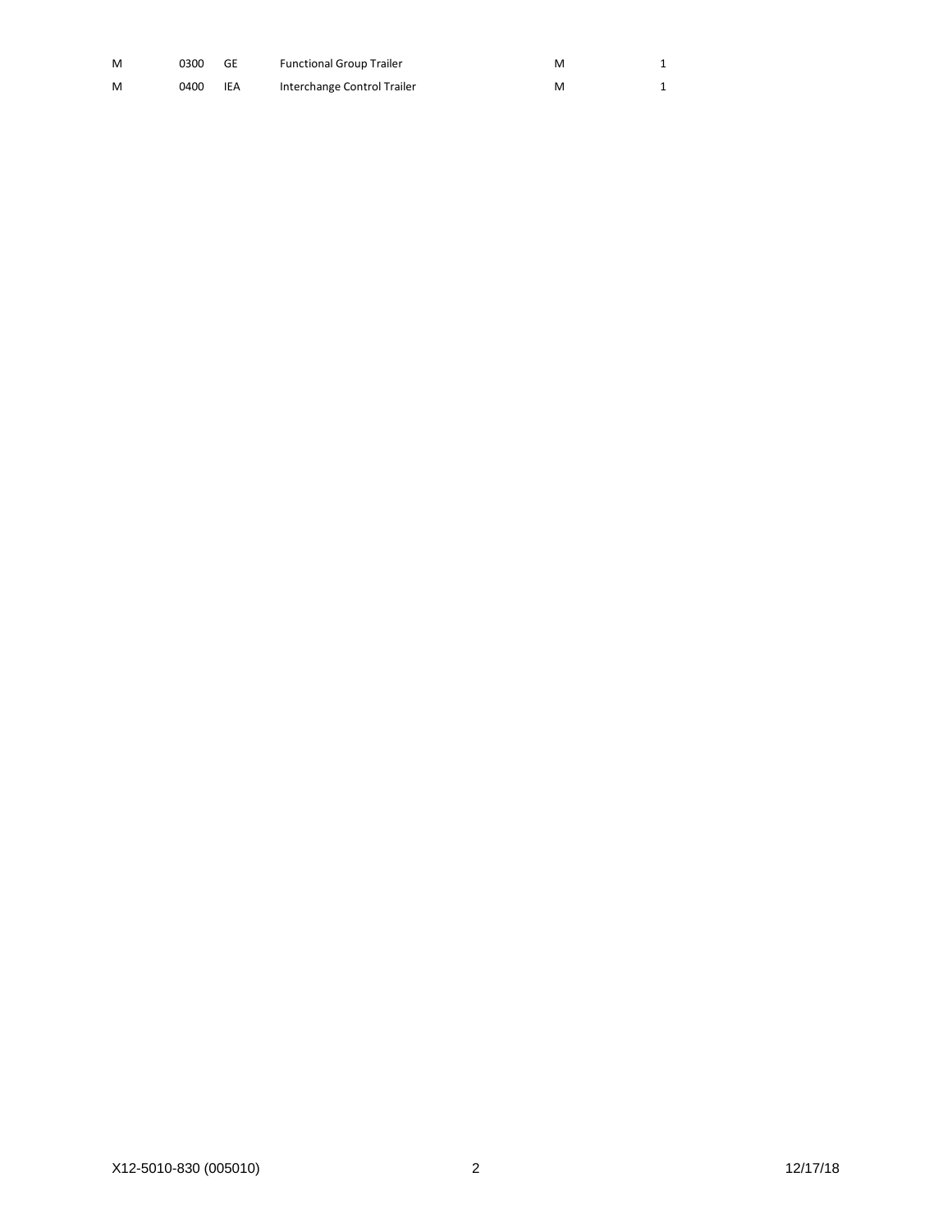| | | | | | |
|---|---|---|---|---|---|
| M | 0300 | GE | Functional Group Trailer | M | 1 |
| M | 0400 | IEA | Interchange Control Trailer | M | 1 |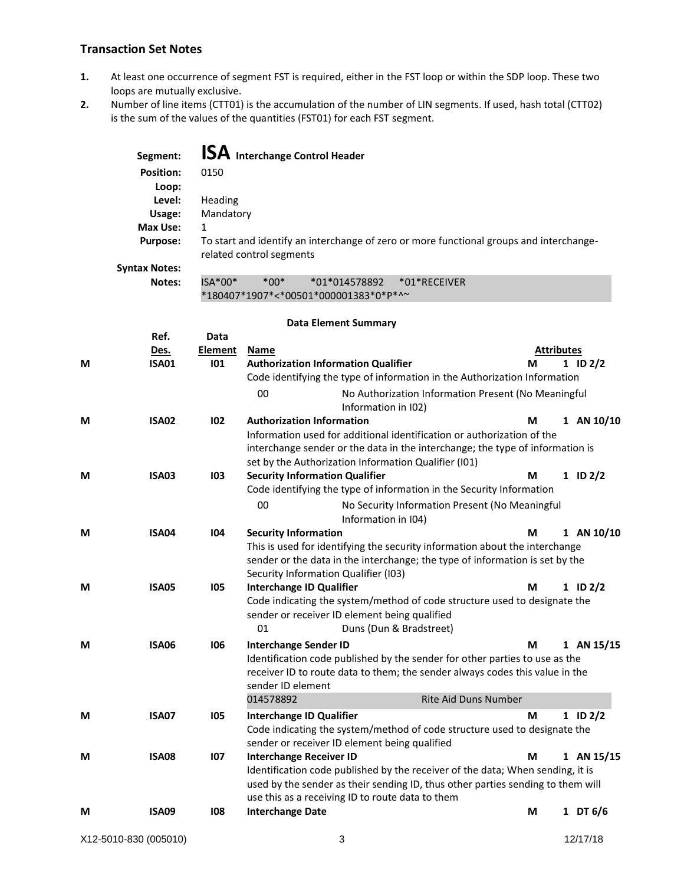## Transaction Set Notes

1. At least one occurrence of segment FST is required, either in the FST loop or within the SDP loop. These two loops are mutually exclusive.
2. Number of line items (CTT01) is the accumulation of the number of LIN segments. If used, hash total (CTT02) is the sum of the values of the quantities (FST01) for each FST segment.

**Segment:** **ISA** **Interchange Control Header**
**Position:** 0150
**Loop:**
**Level:** Heading
**Usage:** Mandatory
**Max Use:** 1
**Purpose:** To start and identify an interchange of zero or more functional groups and interchange-related control segments
**Syntax Notes:**
**Notes:**

```
ISA*00*          *00*          *01*014578892      *01*RECEIVER
*180407*1907*<*00501*000001383*0*P*^~
```

### Data Element Summary

| | Ref. Des. | Data Element | Name | | Attributes | |
|---|---|---|---|---|---|---|
| M | ISA01 | I01 | **Authorization Information Qualifier** | M | 1 | ID 2/2 |
| | | | Code identifying the type of information in the Authorization Information | | | |
| | | | 00 — No Authorization Information Present (No Meaningful Information in I02) | | | |
| M | ISA02 | I02 | **Authorization Information** | M | 1 | AN 10/10 |
| | | | Information used for additional identification or authorization of the interchange sender or the data in the interchange; the type of information is set by the Authorization Information Qualifier (I01) | | | |
| M | ISA03 | I03 | **Security Information Qualifier** | M | 1 | ID 2/2 |
| | | | Code identifying the type of information in the Security Information | | | |
| | | | 00 — No Security Information Present (No Meaningful Information in I04) | | | |
| M | ISA04 | I04 | **Security Information** | M | 1 | AN 10/10 |
| | | | This is used for identifying the security information about the interchange sender or the data in the interchange; the type of information is set by the Security Information Qualifier (I03) | | | |
| M | ISA05 | I05 | **Interchange ID Qualifier** | M | 1 | ID 2/2 |
| | | | Code indicating the system/method of code structure used to designate the sender or receiver ID element being qualified | | | |
| | | | 01 — Duns (Dun & Bradstreet) | | | |
| M | ISA06 | I06 | **Interchange Sender ID** | M | 1 | AN 15/15 |
| | | | Identification code published by the sender for other parties to use as the receiver ID to route data to them; the sender always codes this value in the sender ID element | | | |
| | | | 014578892 — Rite Aid Duns Number | | | |
| M | ISA07 | I05 | **Interchange ID Qualifier** | M | 1 | ID 2/2 |
| | | | Code indicating the system/method of code structure used to designate the sender or receiver ID element being qualified | | | |
| M | ISA08 | I07 | **Interchange Receiver ID** | M | 1 | AN 15/15 |
| | | | Identification code published by the receiver of the data; When sending, it is used by the sender as their sending ID, thus other parties sending to them will use this as a receiving ID to route data to them | | | |
| M | ISA09 | I08 | **Interchange Date** | M | 1 | DT 6/6 |

X12-5010-830 (005010) 12/17/18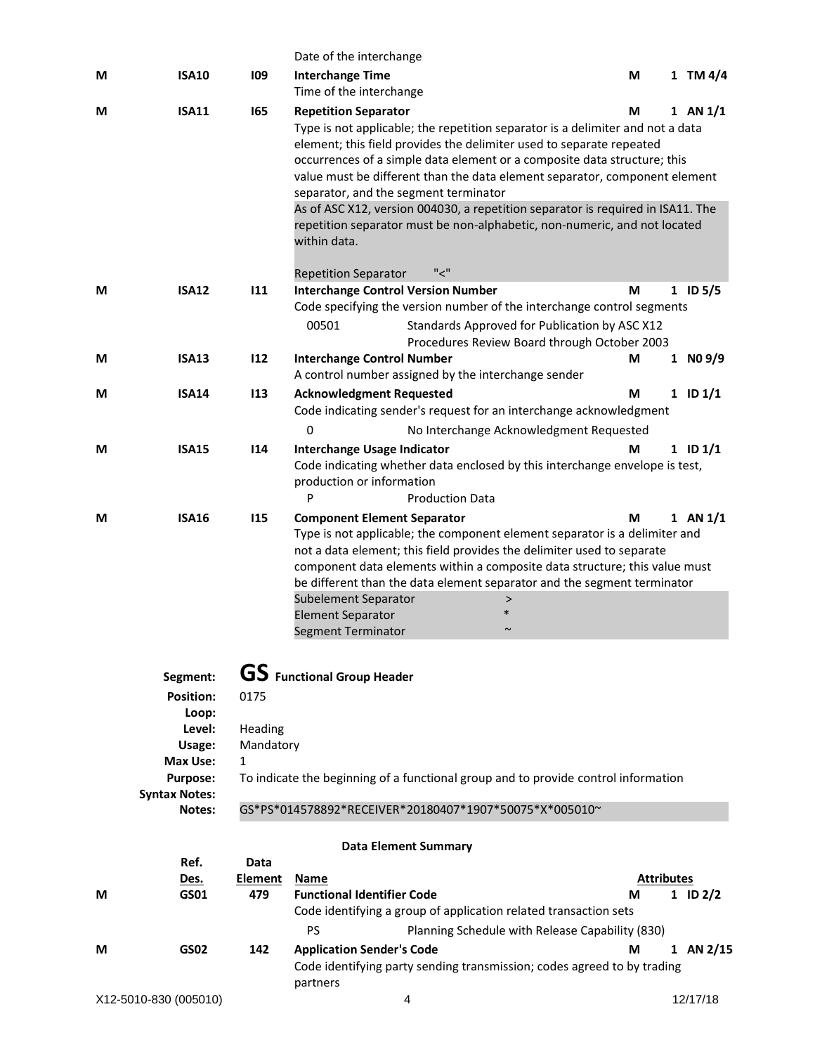|   |   |   | Date of the interchange |   |   |
|---|---|---|---|---|---|
| M | ISA10 | I09 | **Interchange Time**<br>Time of the interchange | M | 1 TM 4/4 |
| M | ISA11 | I65 | **Repetition Separator**<br>Type is not applicable; the repetition separator is a delimiter and not a data element; this field provides the delimiter used to separate repeated occurrences of a simple data element or a composite data structure; this value must be different than the data element separator, component element separator, and the segment terminator<br>As of ASC X12, version 004030, a repetition separator is required in ISA11. The repetition separator must be non-alphabetic, non-numeric, and not located within data.<br><br>Repetition Separator "<" | M | 1 AN 1/1 |
| M | ISA12 | I11 | **Interchange Control Version Number**<br>Code specifying the version number of the interchange control segments<br>00501 Standards Approved for Publication by ASC X12 Procedures Review Board through October 2003 | M | 1 ID 5/5 |
| M | ISA13 | I12 | **Interchange Control Number**<br>A control number assigned by the interchange sender | M | 1 N0 9/9 |
| M | ISA14 | I13 | **Acknowledgment Requested**<br>Code indicating sender's request for an interchange acknowledgment<br>0 No Interchange Acknowledgment Requested | M | 1 ID 1/1 |
| M | ISA15 | I14 | **Interchange Usage Indicator**<br>Code indicating whether data enclosed by this interchange envelope is test, production or information<br>P Production Data | M | 1 ID 1/1 |
| M | ISA16 | I15 | **Component Element Separator**<br>Type is not applicable; the component element separator is a delimiter and not a data element; this field provides the delimiter used to separate component data elements within a composite data structure; this value must be different than the data element separator and the segment terminator<br>Subelement Separator >  <br>Element Separator *  <br>Segment Terminator ~ | M | 1 AN 1/1 |

**Segment:** **GS** **Functional Group Header**
**Position:** 0175
**Loop:**
**Level:** Heading
**Usage:** Mandatory
**Max Use:** 1
**Purpose:** To indicate the beginning of a functional group and to provide control information
**Syntax Notes:**
**Notes:** GS*PS*014578892*RECEIVER*20180407*1907*50075*X*005010~

**Data Element Summary**

|   | Ref. Des. | Data Element | Name | Attributes |   |
|---|---|---|---|---|---|
| M | GS01 | 479 | **Functional Identifier Code**<br>Code identifying a group of application related transaction sets<br>PS Planning Schedule with Release Capability (830) | M | 1 ID 2/2 |
| M | GS02 | 142 | **Application Sender's Code**<br>Code identifying party sending transmission; codes agreed to by trading partners | M | 1 AN 2/15 |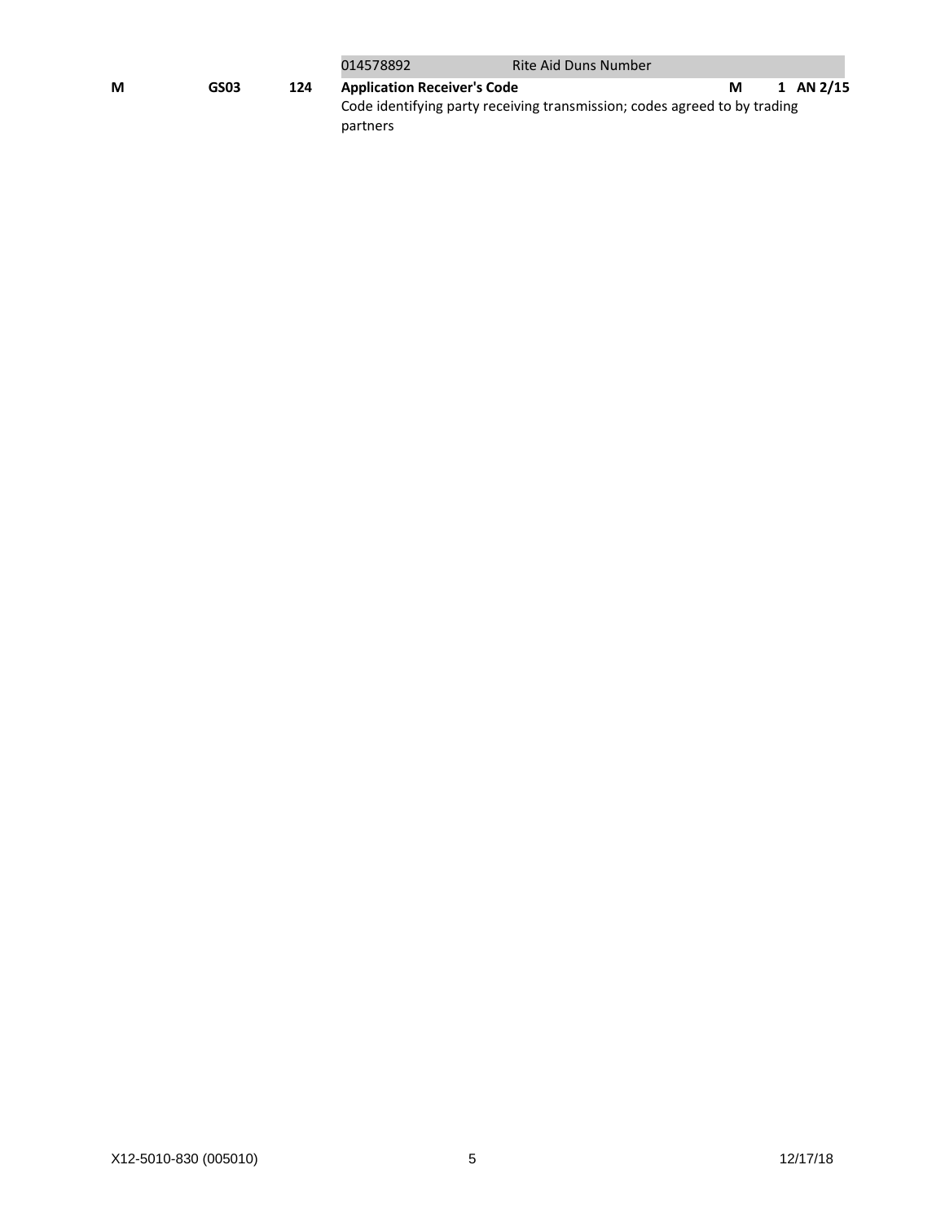| | | | | | | |
|---|---|---|---|---|---|---|
| | | | 014578892 &nbsp;&nbsp;&nbsp;&nbsp; Rite Aid Duns Number | | | |
| **M** | **GS03** | **124** | **Application Receiver's Code**<br>Code identifying party receiving transmission; codes agreed to by trading partners | **M** | **1** | **AN 2/15** |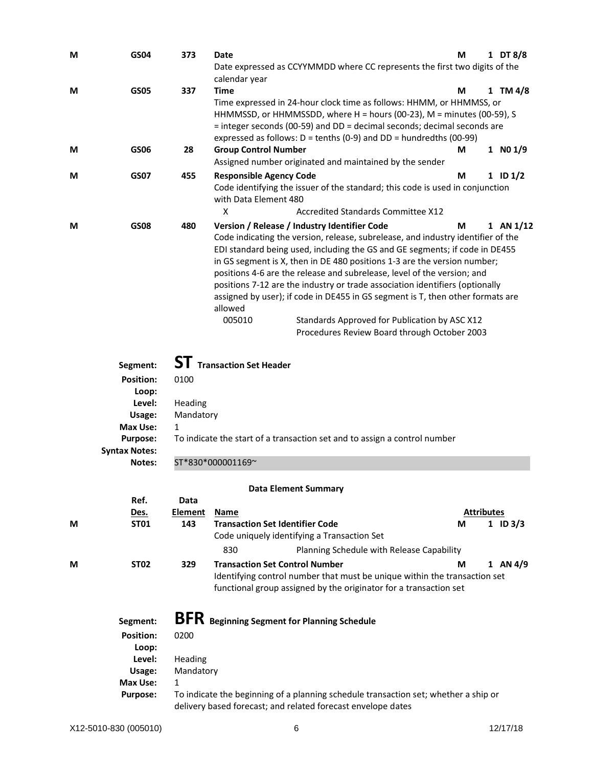| | Ref. Des. | Data Element | Name | | Attributes | |
|---|---|---|---|---|---|---|
| M | GS04 | 373 | **Date**<br>Date expressed as CCYYMMDD where CC represents the first two digits of the calendar year | M | 1 | DT 8/8 |
| M | GS05 | 337 | **Time**<br>Time expressed in 24-hour clock time as follows: HHMM, or HHMMSS, or HHMMSSD, or HHMMSSDD, where H = hours (00-23), M = minutes (00-59), S = integer seconds (00-59) and DD = decimal seconds; decimal seconds are expressed as follows: D = tenths (0-9) and DD = hundredths (00-99) | M | 1 | TM 4/8 |
| M | GS06 | 28 | **Group Control Number**<br>Assigned number originated and maintained by the sender | M | 1 | N0 1/9 |
| M | GS07 | 455 | **Responsible Agency Code**<br>Code identifying the issuer of the standard; this code is used in conjunction with Data Element 480<br>X — Accredited Standards Committee X12 | M | 1 | ID 1/2 |
| M | GS08 | 480 | **Version / Release / Industry Identifier Code**<br>Code indicating the version, release, subrelease, and industry identifier of the EDI standard being used, including the GS and GE segments; if code in DE455 in GS segment is X, then in DE 480 positions 1-3 are the version number; positions 4-6 are the release and subrelease, level of the version; and positions 7-12 are the industry or trade association identifiers (optionally assigned by user); if code in DE455 in GS segment is T, then other formats are allowed<br>005010 — Standards Approved for Publication by ASC X12 Procedures Review Board through October 2003 | M | 1 | AN 1/12 |

## Segment: ST Transaction Set Header

**Position:** 0100
**Loop:**
**Level:** Heading
**Usage:** Mandatory
**Max Use:** 1
**Purpose:** To indicate the start of a transaction set and to assign a control number
**Syntax Notes:**
**Notes:** ST*830*000001169~

### Data Element Summary

| | Ref. Des. | Data Element | Name | | Attributes | |
|---|---|---|---|---|---|---|
| M | ST01 | 143 | **Transaction Set Identifier Code**<br>Code uniquely identifying a Transaction Set<br>830 — Planning Schedule with Release Capability | M | 1 | ID 3/3 |
| M | ST02 | 329 | **Transaction Set Control Number**<br>Identifying control number that must be unique within the transaction set functional group assigned by the originator for a transaction set | M | 1 | AN 4/9 |

## Segment: BFR Beginning Segment for Planning Schedule

**Position:** 0200
**Loop:**
**Level:** Heading
**Usage:** Mandatory
**Max Use:** 1
**Purpose:** To indicate the beginning of a planning schedule transaction set; whether a ship or delivery based forecast; and related forecast envelope dates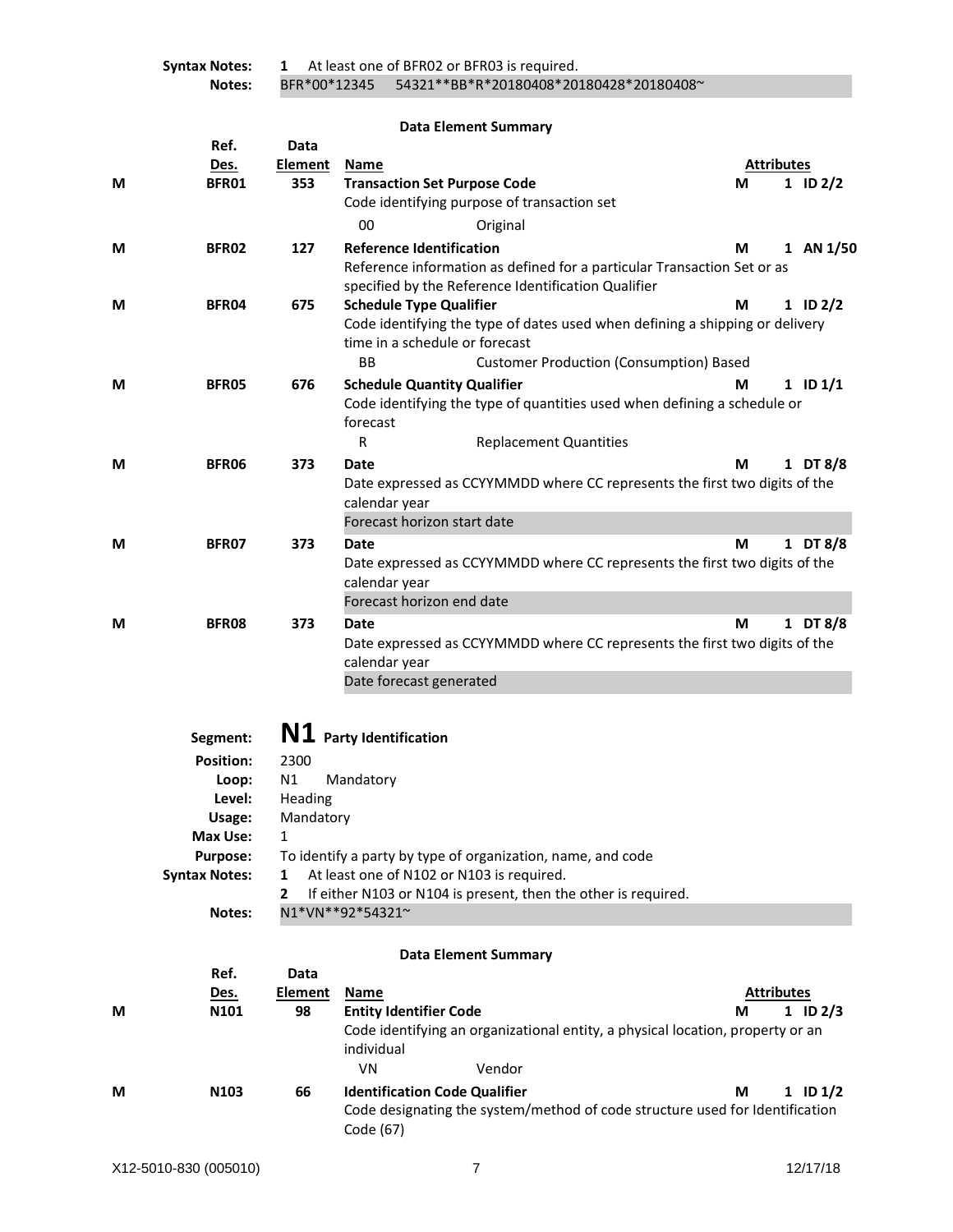**Syntax Notes:** 1 At least one of BFR02 or BFR03 is required.

**Notes:** BFR*00*12345 54321**BB*R*20180408*20180428*20180408~

**Data Element Summary**

| | Ref. Des. | Data Element | Name | | Attributes |
|---|---|---|---|---|---|
| M | BFR01 | 353 | **Transaction Set Purpose Code** | M | 1 ID 2/2 |
| | | | Code identifying purpose of transaction set | | |
| | | | 00 Original | | |
| M | BFR02 | 127 | **Reference Identification** | M | 1 AN 1/50 |
| | | | Reference information as defined for a particular Transaction Set or as specified by the Reference Identification Qualifier | | |
| M | BFR04 | 675 | **Schedule Type Qualifier** | M | 1 ID 2/2 |
| | | | Code identifying the type of dates used when defining a shipping or delivery time in a schedule or forecast | | |
| | | | BB Customer Production (Consumption) Based | | |
| M | BFR05 | 676 | **Schedule Quantity Qualifier** | M | 1 ID 1/1 |
| | | | Code identifying the type of quantities used when defining a schedule or forecast | | |
| | | | R Replacement Quantities | | |
| M | BFR06 | 373 | **Date** | M | 1 DT 8/8 |
| | | | Date expressed as CCYYMMDD where CC represents the first two digits of the calendar year | | |
| | | | Forecast horizon start date | | |
| M | BFR07 | 373 | **Date** | M | 1 DT 8/8 |
| | | | Date expressed as CCYYMMDD where CC represents the first two digits of the calendar year | | |
| | | | Forecast horizon end date | | |
| M | BFR08 | 373 | **Date** | M | 1 DT 8/8 |
| | | | Date expressed as CCYYMMDD where CC represents the first two digits of the calendar year | | |
| | | | Date forecast generated | | |

**Segment:** **N1** **Party Identification**

**Position:** 2300

**Loop:** N1 Mandatory

**Level:** Heading

**Usage:** Mandatory

**Max Use:** 1

**Purpose:** To identify a party by type of organization, name, and code

**Syntax Notes:**
1 At least one of N102 or N103 is required.
2 If either N103 or N104 is present, then the other is required.

**Notes:** N1*VN**92*54321~

**Data Element Summary**

| | Ref. Des. | Data Element | Name | | Attributes |
|---|---|---|---|---|---|
| M | N101 | 98 | **Entity Identifier Code** | M | 1 ID 2/3 |
| | | | Code identifying an organizational entity, a physical location, property or an individual | | |
| | | | VN Vendor | | |
| M | N103 | 66 | **Identification Code Qualifier** | M | 1 ID 1/2 |
| | | | Code designating the system/method of code structure used for Identification Code (67) | | |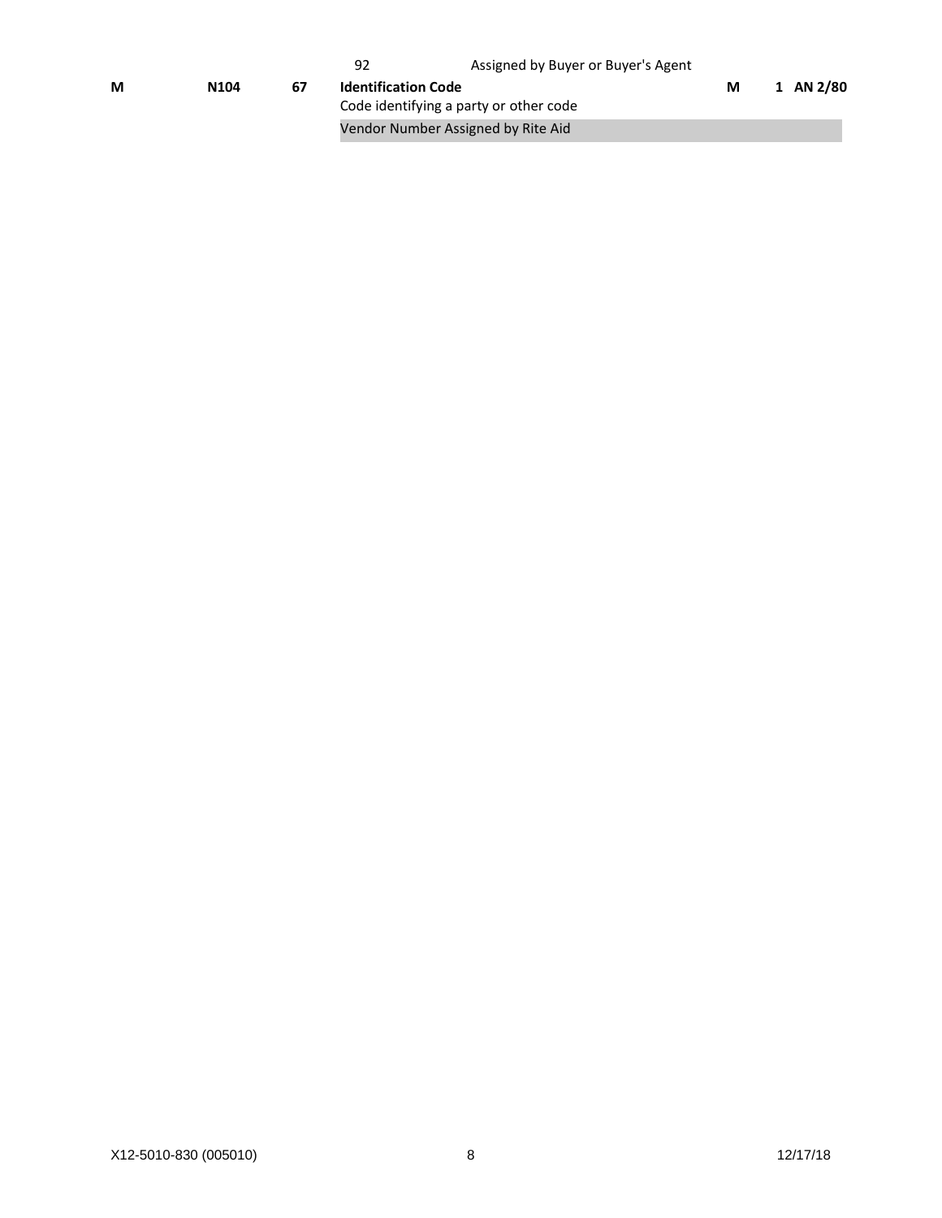| | | | | | | |
|---|---|---|---|---|---|---|
| | | | 92 Assigned by Buyer or Buyer's Agent | | | |
| **M** | **N104** | **67** | **Identification Code**<br>Code identifying a party or other code<br>Vendor Number Assigned by Rite Aid | **M** | **1** | **AN 2/80** |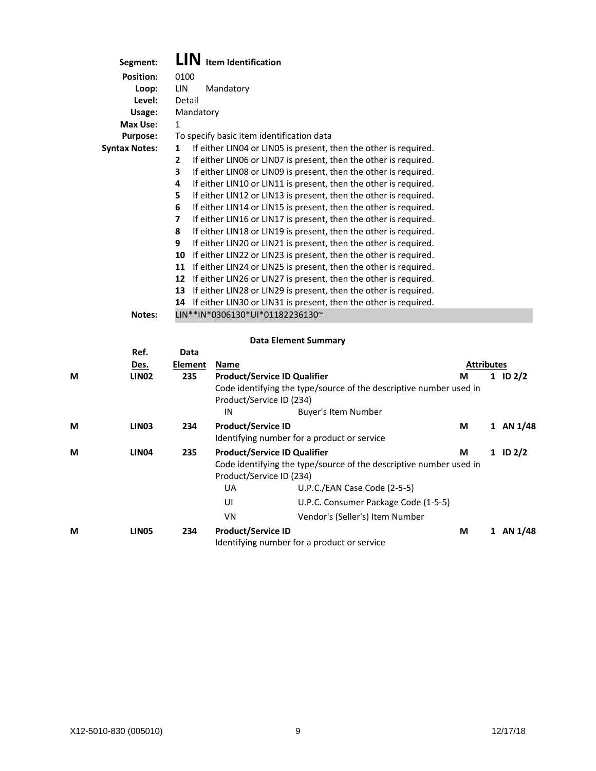**Segment:** **LIN** **Item Identification**

**Position:** 0100

**Loop:** LIN Mandatory

**Level:** Detail

**Usage:** Mandatory

**Max Use:** 1

**Purpose:** To specify basic item identification data

**Syntax Notes:**

1. If either LIN04 or LIN05 is present, then the other is required.
2. If either LIN06 or LIN07 is present, then the other is required.
3. If either LIN08 or LIN09 is present, then the other is required.
4. If either LIN10 or LIN11 is present, then the other is required.
5. If either LIN12 or LIN13 is present, then the other is required.
6. If either LIN14 or LIN15 is present, then the other is required.
7. If either LIN16 or LIN17 is present, then the other is required.
8. If either LIN18 or LIN19 is present, then the other is required.
9. If either LIN20 or LIN21 is present, then the other is required.
10. If either LIN22 or LIN23 is present, then the other is required.
11. If either LIN24 or LIN25 is present, then the other is required.
12. If either LIN26 or LIN27 is present, then the other is required.
13. If either LIN28 or LIN29 is present, then the other is required.
14. If either LIN30 or LIN31 is present, then the other is required.

**Notes:**

```
LIN**IN*0306130*UI*01182236130~
```

### Data Element Summary

| | Ref. Des. | Data Element | Name | | Attributes | |
|---|---|---|---|---|---|---|
| **M** | **LIN02** | **235** | **Product/Service ID Qualifier**<br>Code identifying the type/source of the descriptive number used in Product/Service ID (234)<br>IN — Buyer's Item Number | **M** | 1 | **ID 2/2** |
| **M** | **LIN03** | **234** | **Product/Service ID**<br>Identifying number for a product or service | **M** | 1 | **AN 1/48** |
| **M** | **LIN04** | **235** | **Product/Service ID Qualifier**<br>Code identifying the type/source of the descriptive number used in Product/Service ID (234)<br>UA — U.P.C./EAN Case Code (2-5-5)<br>UI — U.P.C. Consumer Package Code (1-5-5)<br>VN — Vendor's (Seller's) Item Number | **M** | 1 | **ID 2/2** |
| **M** | **LIN05** | **234** | **Product/Service ID**<br>Identifying number for a product or service | **M** | 1 | **AN 1/48** |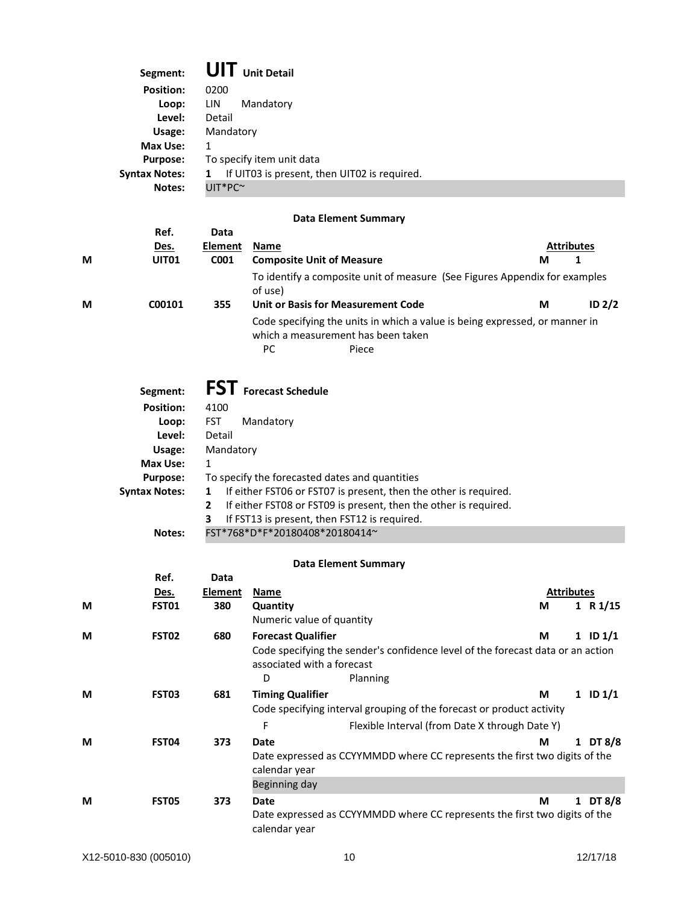## Segment: **UIT** Unit Detail

**Position:** 0200
**Loop:** LIN Mandatory
**Level:** Detail
**Usage:** Mandatory
**Max Use:** 1
**Purpose:** To specify item unit data
**Syntax Notes:** **1** If UIT03 is present, then UIT02 is required.
**Notes:** UIT*PC~

### Data Element Summary

| | Ref. Des. | Data Element | Name | Attributes | | |
|---|---|---|---|---|---|---|
| M | UIT01 | C001 | **Composite Unit of Measure** | M | 1 | |
| | | | To identify a composite unit of measure (See Figures Appendix for examples of use) | | | |
| M | C00101 | 355 | **Unit or Basis for Measurement Code** | M | | ID 2/2 |
| | | | Code specifying the units in which a value is being expressed, or manner in which a measurement has been taken | | | |
| | | | PC &nbsp;&nbsp;&nbsp; Piece | | | |

## Segment: **FST** Forecast Schedule

**Position:** 4100
**Loop:** FST Mandatory
**Level:** Detail
**Usage:** Mandatory
**Max Use:** 1
**Purpose:** To specify the forecasted dates and quantities
**Syntax Notes:**
**1** If either FST06 or FST07 is present, then the other is required.
**2** If either FST08 or FST09 is present, then the other is required.
**3** If FST13 is present, then FST12 is required.
**Notes:** FST*768*D*F*20180408*20180414~

### Data Element Summary

| | Ref. Des. | Data Element | Name | Attributes | | |
|---|---|---|---|---|---|---|
| M | FST01 | 380 | **Quantity** | M | 1 | R 1/15 |
| | | | Numeric value of quantity | | | |
| M | FST02 | 680 | **Forecast Qualifier** | M | 1 | ID 1/1 |
| | | | Code specifying the sender's confidence level of the forecast data or an action associated with a forecast | | | |
| | | | D &nbsp;&nbsp;&nbsp; Planning | | | |
| M | FST03 | 681 | **Timing Qualifier** | M | 1 | ID 1/1 |
| | | | Code specifying interval grouping of the forecast or product activity | | | |
| | | | F &nbsp;&nbsp;&nbsp; Flexible Interval (from Date X through Date Y) | | | |
| M | FST04 | 373 | **Date** | M | 1 | DT 8/8 |
| | | | Date expressed as CCYYMMDD where CC represents the first two digits of the calendar year | | | |
| | | | Beginning day | | | |
| M | FST05 | 373 | **Date** | M | 1 | DT 8/8 |
| | | | Date expressed as CCYYMMDD where CC represents the first two digits of the calendar year | | | |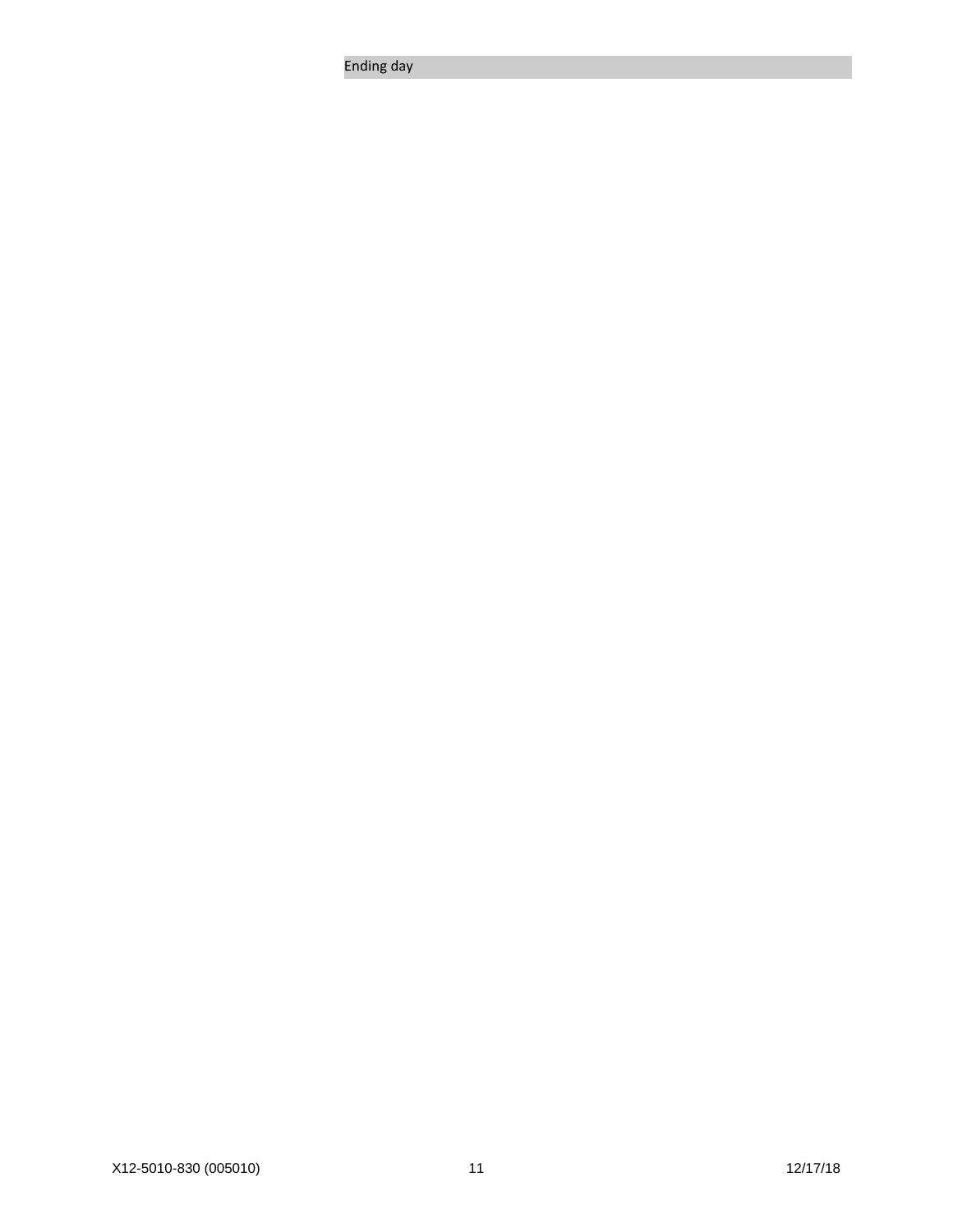Ending day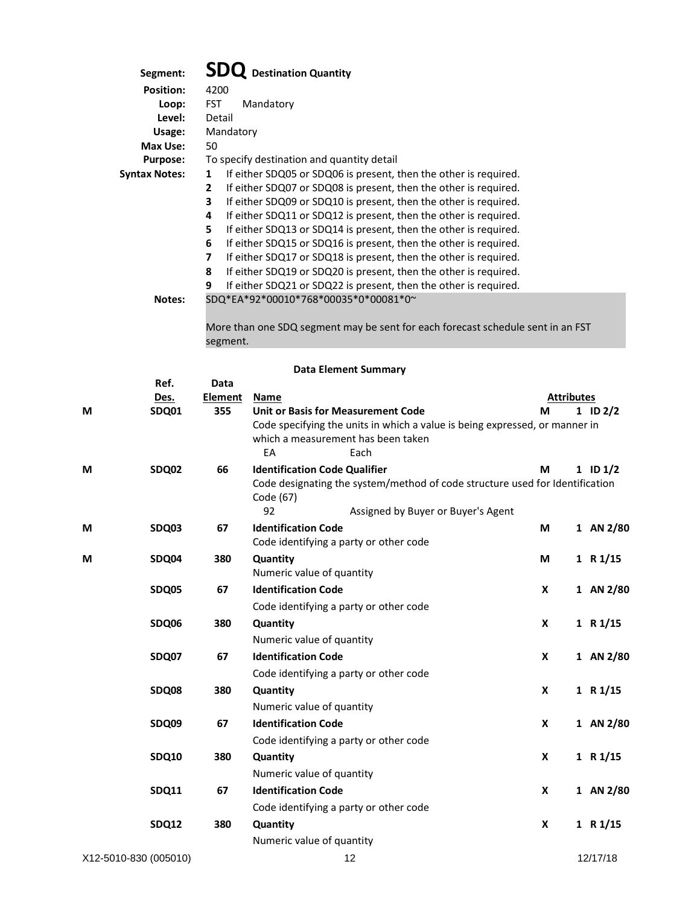**Segment:** **SDQ** Destination Quantity

**Position:** 4200

**Loop:** FST Mandatory

**Level:** Detail

**Usage:** Mandatory

**Max Use:** 50

**Purpose:** To specify destination and quantity detail

**Syntax Notes:**

1. If either SDQ05 or SDQ06 is present, then the other is required.
2. If either SDQ07 or SDQ08 is present, then the other is required.
3. If either SDQ09 or SDQ10 is present, then the other is required.
4. If either SDQ11 or SDQ12 is present, then the other is required.
5. If either SDQ13 or SDQ14 is present, then the other is required.
6. If either SDQ15 or SDQ16 is present, then the other is required.
7. If either SDQ17 or SDQ18 is present, then the other is required.
8. If either SDQ19 or SDQ20 is present, then the other is required.
9. If either SDQ21 or SDQ22 is present, then the other is required.

**Notes:**

SDQ*EA*92*00010*768*00035*0*00081*0~

More than one SDQ segment may be sent for each forecast schedule sent in an FST segment.

**Data Element Summary**

| | Ref. Des. | Data Element | Name | | Attributes |
|---|---|---|---|---|---|
| M | SDQ01 | 355 | **Unit or Basis for Measurement Code**<br>Code specifying the units in which a value is being expressed, or manner in which a measurement has been taken<br>EA Each | M | 1 ID 2/2 |
| M | SDQ02 | 66 | **Identification Code Qualifier**<br>Code designating the system/method of code structure used for Identification Code (67)<br>92 Assigned by Buyer or Buyer's Agent | M | 1 ID 1/2 |
| M | SDQ03 | 67 | **Identification Code**<br>Code identifying a party or other code | M | 1 AN 2/80 |
| M | SDQ04 | 380 | **Quantity**<br>Numeric value of quantity | M | 1 R 1/15 |
| | SDQ05 | 67 | **Identification Code**<br>Code identifying a party or other code | X | 1 AN 2/80 |
| | SDQ06 | 380 | **Quantity**<br>Numeric value of quantity | X | 1 R 1/15 |
| | SDQ07 | 67 | **Identification Code**<br>Code identifying a party or other code | X | 1 AN 2/80 |
| | SDQ08 | 380 | **Quantity**<br>Numeric value of quantity | X | 1 R 1/15 |
| | SDQ09 | 67 | **Identification Code**<br>Code identifying a party or other code | X | 1 AN 2/80 |
| | SDQ10 | 380 | **Quantity**<br>Numeric value of quantity | X | 1 R 1/15 |
| | SDQ11 | 67 | **Identification Code**<br>Code identifying a party or other code | X | 1 AN 2/80 |
| | SDQ12 | 380 | **Quantity**<br>Numeric value of quantity | X | 1 R 1/15 |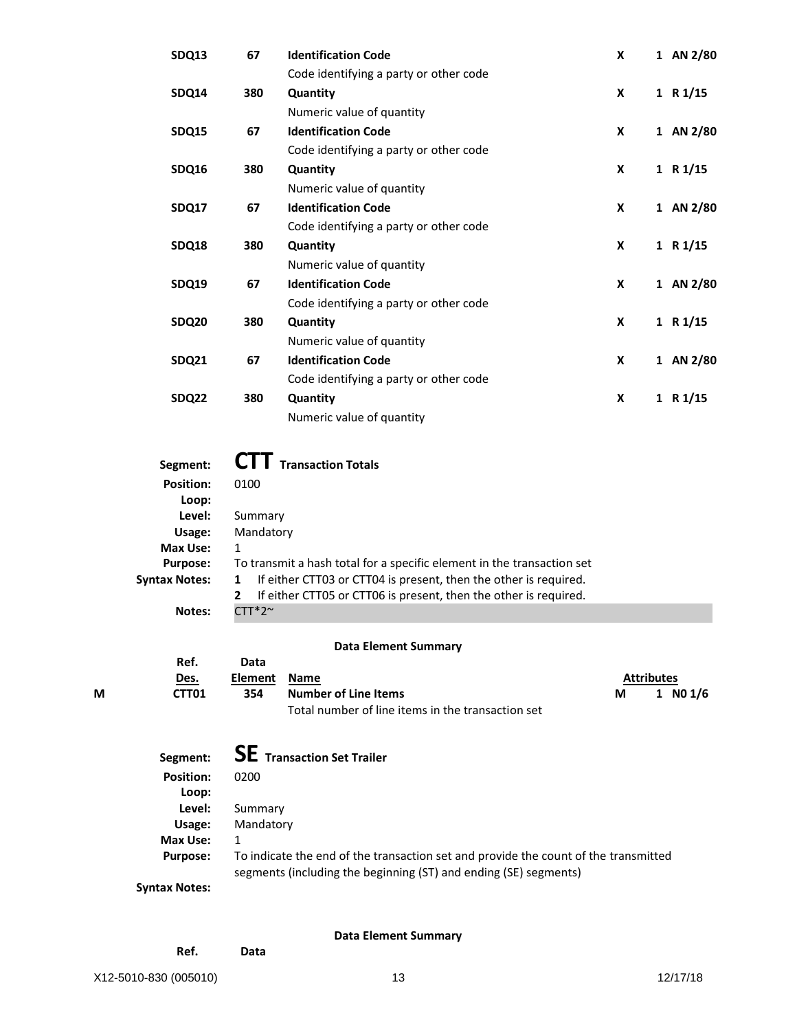| Ref. Des. | Data Element | Name | Attributes | | |
|---|---|---|---|---|---|
| SDQ13 | 67 | **Identification Code**<br>Code identifying a party or other code | X | 1 | AN 2/80 |
| SDQ14 | 380 | **Quantity**<br>Numeric value of quantity | X | 1 | R 1/15 |
| SDQ15 | 67 | **Identification Code**<br>Code identifying a party or other code | X | 1 | AN 2/80 |
| SDQ16 | 380 | **Quantity**<br>Numeric value of quantity | X | 1 | R 1/15 |
| SDQ17 | 67 | **Identification Code**<br>Code identifying a party or other code | X | 1 | AN 2/80 |
| SDQ18 | 380 | **Quantity**<br>Numeric value of quantity | X | 1 | R 1/15 |
| SDQ19 | 67 | **Identification Code**<br>Code identifying a party or other code | X | 1 | AN 2/80 |
| SDQ20 | 380 | **Quantity**<br>Numeric value of quantity | X | 1 | R 1/15 |
| SDQ21 | 67 | **Identification Code**<br>Code identifying a party or other code | X | 1 | AN 2/80 |
| SDQ22 | 380 | **Quantity**<br>Numeric value of quantity | X | 1 | R 1/15 |

**Segment:** **CTT** Transaction Totals

**Position:** 0100

**Loop:**

**Level:** Summary

**Usage:** Mandatory

**Max Use:** 1

**Purpose:** To transmit a hash total for a specific element in the transaction set

**Syntax Notes:**
1. If either CTT03 or CTT04 is present, then the other is required.
2. If either CTT05 or CTT06 is present, then the other is required.

**Notes:** CTT*2~

**Data Element Summary**

| | Ref. Des. | Data Element | Name | Attributes | | |
|---|---|---|---|---|---|---|
| M | CTT01 | 354 | **Number of Line Items**<br>Total number of line items in the transaction set | M | 1 | N0 1/6 |

**Segment:** **SE** Transaction Set Trailer

**Position:** 0200

**Loop:**

**Level:** Summary

**Usage:** Mandatory

**Max Use:** 1

**Purpose:** To indicate the end of the transaction set and provide the count of the transmitted segments (including the beginning (ST) and ending (SE) segments)

**Syntax Notes:**

**Data Element Summary**

| Ref. | Data |
|---|---|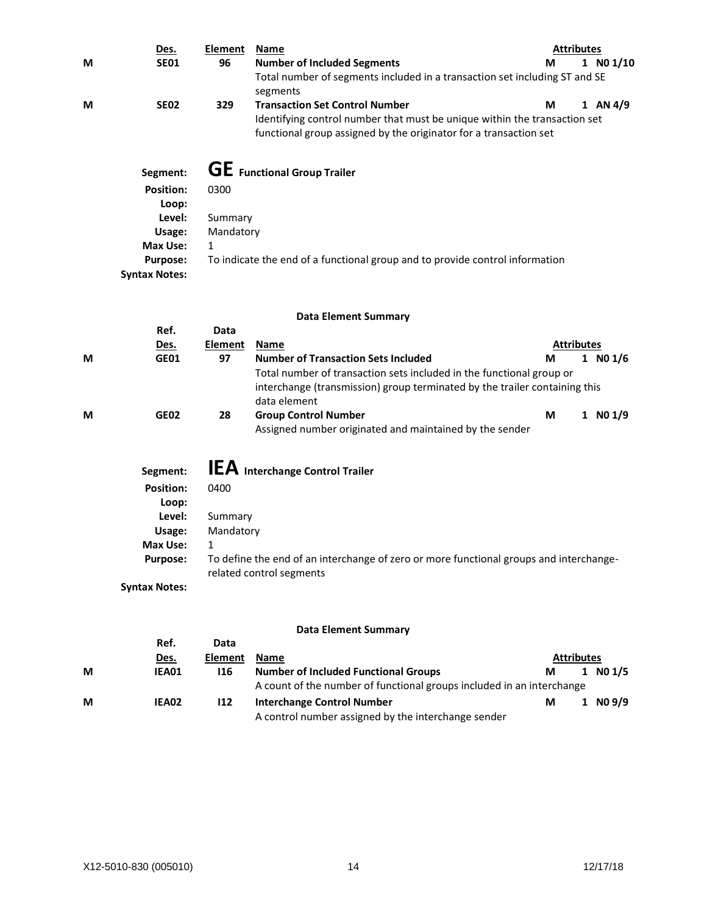| | Des. | Element | Name | Attributes | | |
|---|---|---|---|---|---|---|
| M | SE01 | 96 | **Number of Included Segments** | M | 1 | N0 1/10 |
| | | | Total number of segments included in a transaction set including ST and SE segments | | | |
| M | SE02 | 329 | **Transaction Set Control Number** | M | 1 | AN 4/9 |
| | | | Identifying control number that must be unique within the transaction set functional group assigned by the originator for a transaction set | | | |

**Segment:** **GE** Functional Group Trailer

**Position:** 0300

**Loop:**

**Level:** Summary

**Usage:** Mandatory

**Max Use:** 1

**Purpose:** To indicate the end of a functional group and to provide control information

**Syntax Notes:**

**Data Element Summary**

| | Ref. Des. | Data Element | Name | Attributes | | |
|---|---|---|---|---|---|---|
| M | GE01 | 97 | **Number of Transaction Sets Included** | M | 1 | N0 1/6 |
| | | | Total number of transaction sets included in the functional group or interchange (transmission) group terminated by the trailer containing this data element | | | |
| M | GE02 | 28 | **Group Control Number** | M | 1 | N0 1/9 |
| | | | Assigned number originated and maintained by the sender | | | |

**Segment:** **IEA** Interchange Control Trailer

**Position:** 0400

**Loop:**

**Level:** Summary

**Usage:** Mandatory

**Max Use:** 1

**Purpose:** To define the end of an interchange of zero or more functional groups and interchange-related control segments

**Syntax Notes:**

**Data Element Summary**

| | Ref. Des. | Data Element | Name | Attributes | | |
|---|---|---|---|---|---|---|
| M | IEA01 | I16 | **Number of Included Functional Groups** | M | 1 | N0 1/5 |
| | | | A count of the number of functional groups included in an interchange | | | |
| M | IEA02 | I12 | **Interchange Control Number** | M | 1 | N0 9/9 |
| | | | A control number assigned by the interchange sender | | | |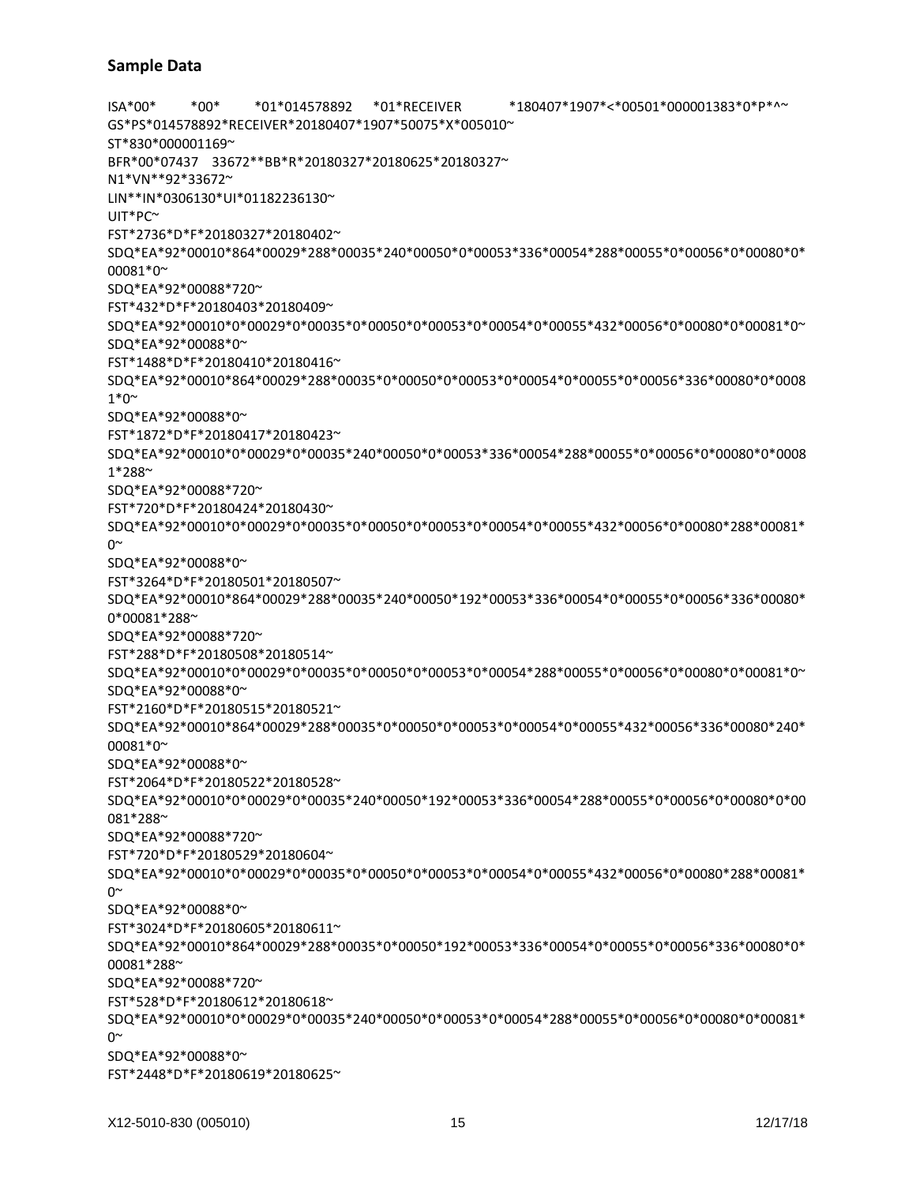### Sample Data

```
ISA*00*          *00*          *01*014578892      *01*RECEIVER            *180407*1907*<*00501*000001383*0*P*^~
GS*PS*014578892*RECEIVER*20180407*1907*50075*X*005010~
ST*830*000001169~
BFR*00*07437    33672**BB*R*20180327*20180625*20180327~
N1*VN**92*33672~
LIN**IN*0306130*UI*01182236130~
UIT*PC~
FST*2736*D*F*20180327*20180402~
SDQ*EA*92*00010*864*00029*288*00035*240*00050*0*00053*336*00054*288*00055*0*00056*0*00080*0*00081*0~
SDQ*EA*92*00088*720~
FST*432*D*F*20180403*20180409~
SDQ*EA*92*00010*0*00029*0*00035*0*00050*0*00053*0*00054*0*00055*432*00056*0*00080*0*00081*0~
SDQ*EA*92*00088*0~
FST*1488*D*F*20180410*20180416~
SDQ*EA*92*00010*864*00029*288*00035*0*00050*0*00053*0*00054*0*00055*0*00056*336*00080*0*00081*0~
SDQ*EA*92*00088*0~
FST*1872*D*F*20180417*20180423~
SDQ*EA*92*00010*0*00029*0*00035*240*00050*0*00053*336*00054*288*00055*0*00056*0*00080*0*00081*288~
SDQ*EA*92*00088*720~
FST*720*D*F*20180424*20180430~
SDQ*EA*92*00010*0*00029*0*00035*0*00050*0*00053*0*00054*0*00055*432*00056*0*00080*288*00081*0~
SDQ*EA*92*00088*0~
FST*3264*D*F*20180501*20180507~
SDQ*EA*92*00010*864*00029*288*00035*240*00050*192*00053*336*00054*0*00055*0*00056*336*00080*0*00081*288~
SDQ*EA*92*00088*720~
FST*288*D*F*20180508*20180514~
SDQ*EA*92*00010*0*00029*0*00035*0*00050*0*00053*0*00054*288*00055*0*00056*0*00080*0*00081*0~
SDQ*EA*92*00088*0~
FST*2160*D*F*20180515*20180521~
SDQ*EA*92*00010*864*00029*288*00035*0*00050*0*00053*0*00054*0*00055*432*00056*336*00080*240*00081*0~
SDQ*EA*92*00088*0~
FST*2064*D*F*20180522*20180528~
SDQ*EA*92*00010*0*00029*0*00035*240*00050*192*00053*336*00054*288*00055*0*00056*0*00080*0*00081*288~
SDQ*EA*92*00088*720~
FST*720*D*F*20180529*20180604~
SDQ*EA*92*00010*0*00029*0*00035*0*00050*0*00053*0*00054*0*00055*432*00056*0*00080*288*00081*0~
SDQ*EA*92*00088*0~
FST*3024*D*F*20180605*20180611~
SDQ*EA*92*00010*864*00029*288*00035*0*00050*192*00053*336*00054*0*00055*0*00056*336*00080*0*00081*288~
SDQ*EA*92*00088*720~
FST*528*D*F*20180612*20180618~
SDQ*EA*92*00010*0*00029*0*00035*240*00050*0*00053*0*00054*288*00055*0*00056*0*00080*0*00081*0~
SDQ*EA*92*00088*0~
FST*2448*D*F*20180619*20180625~
```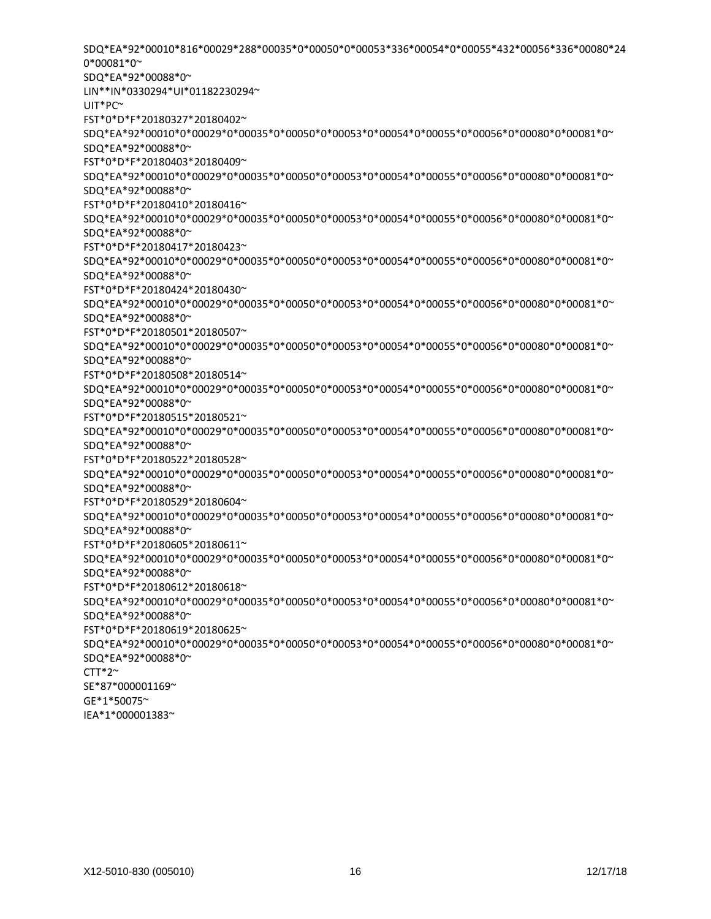```
SDQ*EA*92*00010*816*00029*288*00035*0*00050*0*00053*336*00054*0*00055*432*00056*336*00080*24
0*00081*0~
SDQ*EA*92*00088*0~
LIN**IN*0330294*UI*01182230294~
UIT*PC~
FST*0*D*F*20180327*20180402~
SDQ*EA*92*00010*0*00029*0*00035*0*00050*0*00053*0*00054*0*00055*0*00056*0*00080*0*00081*0~
SDQ*EA*92*00088*0~
FST*0*D*F*20180403*20180409~
SDQ*EA*92*00010*0*00029*0*00035*0*00050*0*00053*0*00054*0*00055*0*00056*0*00080*0*00081*0~
SDQ*EA*92*00088*0~
FST*0*D*F*20180410*20180416~
SDQ*EA*92*00010*0*00029*0*00035*0*00050*0*00053*0*00054*0*00055*0*00056*0*00080*0*00081*0~
SDQ*EA*92*00088*0~
FST*0*D*F*20180417*20180423~
SDQ*EA*92*00010*0*00029*0*00035*0*00050*0*00053*0*00054*0*00055*0*00056*0*00080*0*00081*0~
SDQ*EA*92*00088*0~
FST*0*D*F*20180424*20180430~
SDQ*EA*92*00010*0*00029*0*00035*0*00050*0*00053*0*00054*0*00055*0*00056*0*00080*0*00081*0~
SDQ*EA*92*00088*0~
FST*0*D*F*20180501*20180507~
SDQ*EA*92*00010*0*00029*0*00035*0*00050*0*00053*0*00054*0*00055*0*00056*0*00080*0*00081*0~
SDQ*EA*92*00088*0~
FST*0*D*F*20180508*20180514~
SDQ*EA*92*00010*0*00029*0*00035*0*00050*0*00053*0*00054*0*00055*0*00056*0*00080*0*00081*0~
SDQ*EA*92*00088*0~
FST*0*D*F*20180515*20180521~
SDQ*EA*92*00010*0*00029*0*00035*0*00050*0*00053*0*00054*0*00055*0*00056*0*00080*0*00081*0~
SDQ*EA*92*00088*0~
FST*0*D*F*20180522*20180528~
SDQ*EA*92*00010*0*00029*0*00035*0*00050*0*00053*0*00054*0*00055*0*00056*0*00080*0*00081*0~
SDQ*EA*92*00088*0~
FST*0*D*F*20180529*20180604~
SDQ*EA*92*00010*0*00029*0*00035*0*00050*0*00053*0*00054*0*00055*0*00056*0*00080*0*00081*0~
SDQ*EA*92*00088*0~
FST*0*D*F*20180605*20180611~
SDQ*EA*92*00010*0*00029*0*00035*0*00050*0*00053*0*00054*0*00055*0*00056*0*00080*0*00081*0~
SDQ*EA*92*00088*0~
FST*0*D*F*20180612*20180618~
SDQ*EA*92*00010*0*00029*0*00035*0*00050*0*00053*0*00054*0*00055*0*00056*0*00080*0*00081*0~
SDQ*EA*92*00088*0~
FST*0*D*F*20180619*20180625~
SDQ*EA*92*00010*0*00029*0*00035*0*00050*0*00053*0*00054*0*00055*0*00056*0*00080*0*00081*0~
SDQ*EA*92*00088*0~
CTT*2~
SE*87*000001169~
GE*1*50075~
IEA*1*000001383~
```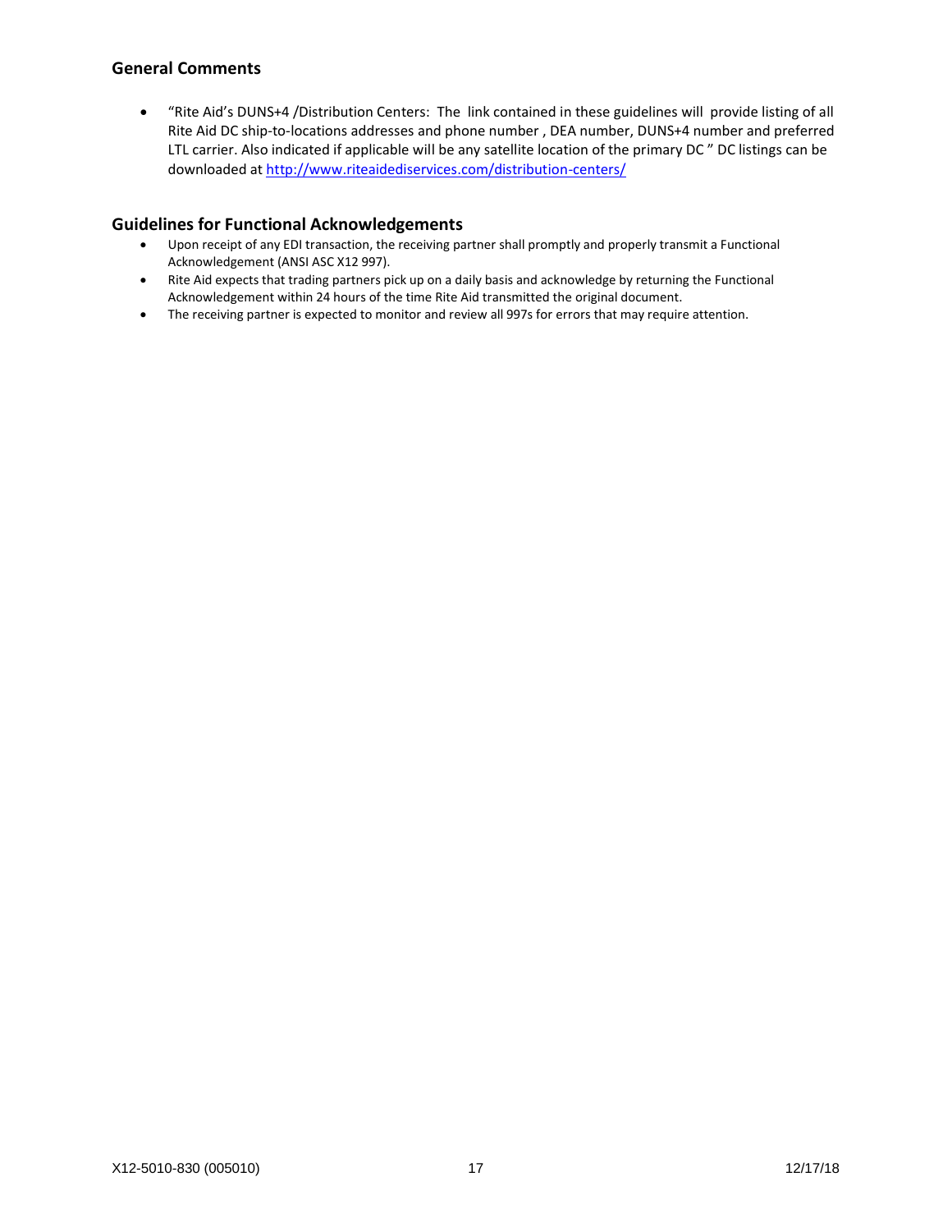## General Comments

- "Rite Aid's DUNS+4 /Distribution Centers: The link contained in these guidelines will provide listing of all Rite Aid DC ship-to-locations addresses and phone number , DEA number, DUNS+4 number and preferred LTL carrier. Also indicated if applicable will be any satellite location of the primary DC " DC listings can be downloaded at http://www.riteaidediservices.com/distribution-centers/

## Guidelines for Functional Acknowledgements

- Upon receipt of any EDI transaction, the receiving partner shall promptly and properly transmit a Functional Acknowledgement (ANSI ASC X12 997).
- Rite Aid expects that trading partners pick up on a daily basis and acknowledge by returning the Functional Acknowledgement within 24 hours of the time Rite Aid transmitted the original document.
- The receiving partner is expected to monitor and review all 997s for errors that may require attention.